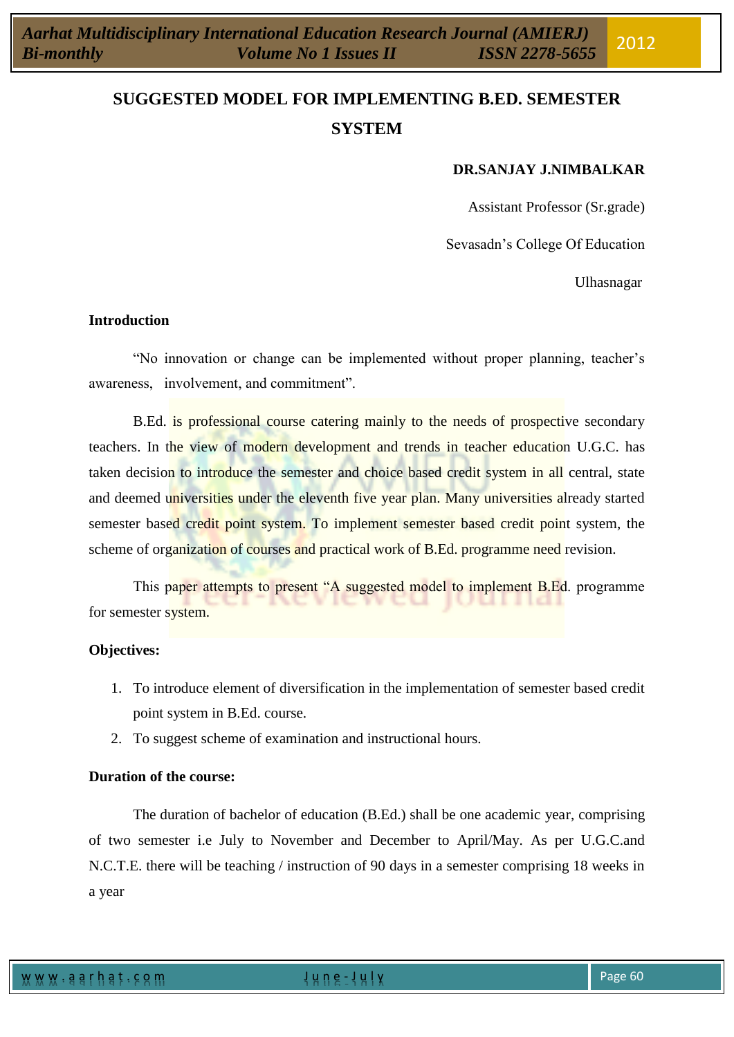# SUGGESTED MODEL FOR IMPLEMENTING B.ED. SEMESTER SYSTEM

**DR.SANJAY J.NIMBALKAR**

Assistant Professor (Sr.grade)

Sevasadn's College Of Education

Ulhasnagar

## Introduction

"No innovation or change can be implemented without proper planning, teacher's awareness, involvement, and commitment".

B.Ed. is professional course catering mainly to the needs of prospective secondary teachers. In the view of modern development and trends in teacher education U.G.C. has taken decision to introduce the semester and choice based credit system in all central, state and deemed universities under the eleventh five year plan. Many universities already started semester based credit point system. To implement semester based credit point system, the scheme of organization of courses and practical work of B.Ed. programme need revision.

This paper attempts to present "A suggested model to implement B.Ed. programme for semester system.

## Objectives:

1. To introduce element of diversification in the implementation of semester based credit point system in B.Ed. course.
2. To suggest scheme of examination and instructional hours.

## Duration of the course:

The duration of bachelor of education (B.Ed.) shall be one academic year, comprising of two semester i.e July to November and December to April/May. As per U.G.C.and N.C.T.E. there will be teaching / instruction of 90 days in a semester comprising 18 weeks in a year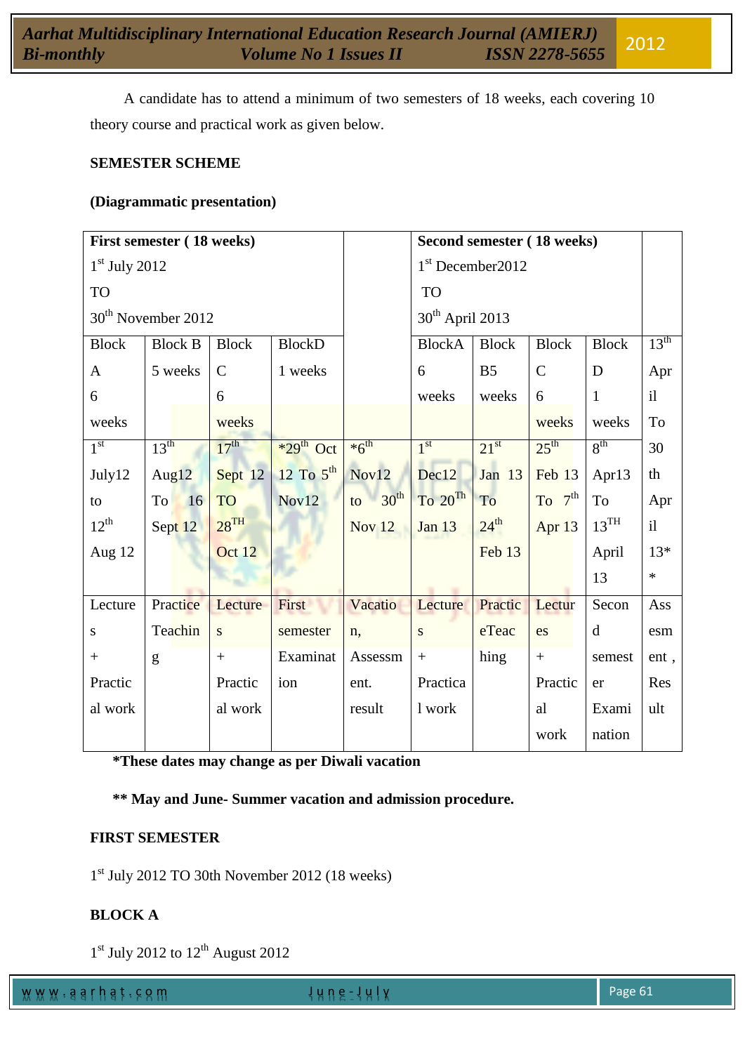A candidate has to attend a minimum of two semesters of 18 weeks, each covering 10 theory course and practical work as given below.

**SEMESTER SCHEME**

**(Diagrammatic presentation)**

| First semester ( 18 weeks) 1st July 2012 TO 30th November 2012 | | | | | Second semester ( 18 weeks) 1st December2012 TO 30th April 2013 | | | | |
|---|---|---|---|---|---|---|---|---|---|
| Block A 6 weeks | Block B 5 weeks | Block C 6 weeks | BlockD 1 weeks | | BlockA 6 weeks | Block B5 weeks | Block C 6 weeks | Block D 1 weeks | 13th April To 30 th April 13* * |
| 1st July12 to 12th Aug 12 | 13th Aug12 To 16 Sept 12 | 17th Sept 12 TO 28TH Oct 12 | *29th Oct 12 To 5th Nov12 | *6th Nov12 to 30th Nov 12 | 1st Dec12 To 20Th Jan 13 | 21st Jan 13 To 24th Feb 13 | 25th Feb 13 To 7th Apr 13 | 8th Apr13 To 13TH April 13 | |
| Lectures + Practical work | Practice Teaching | Lectures + Practical work | First semester Examination | Vacation, Assessment. result | Lectures + Practical work | PracticeTeaching | Lectures + Practical work | Second semester Examination | Assesment , Result |

**\*These dates may change as per Diwali vacation**

**\*\* May and June- Summer vacation and admission procedure.**

**FIRST SEMESTER**

1st July 2012 TO 30th November 2012 (18 weeks)

**BLOCK A**

1st July 2012 to 12th August 2012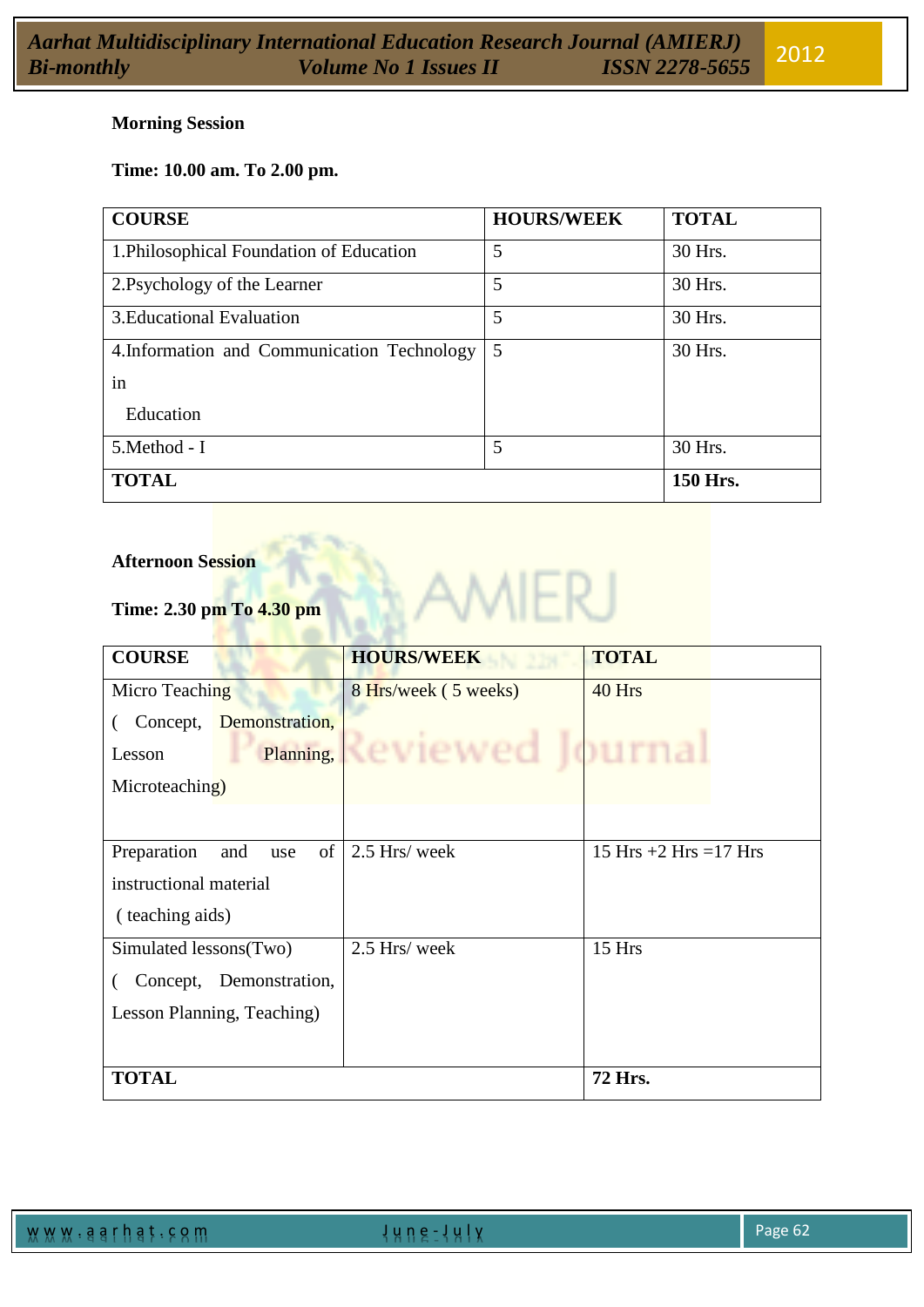**Morning Session**

**Time: 10.00 am. To 2.00 pm.**

| COURSE | HOURS/WEEK | TOTAL |
|---|---|---|
| 1.Philosophical Foundation of Education | 5 | 30 Hrs. |
| 2.Psychology of the Learner | 5 | 30 Hrs. |
| 3.Educational Evaluation | 5 | 30 Hrs. |
| 4.Information and Communication Technology in Education | 5 | 30 Hrs. |
| 5.Method - I | 5 | 30 Hrs. |
| **TOTAL** | | **150 Hrs.** |

**Afternoon Session**

**Time: 2.30 pm To 4.30 pm**

| COURSE | HOURS/WEEK | TOTAL |
|---|---|---|
| Micro Teaching ( Concept, Demonstration, Lesson Planning, Microteaching) | 8 Hrs/week ( 5 weeks) | 40 Hrs |
| Preparation and use of instructional material ( teaching aids) | 2.5 Hrs/ week | 15 Hrs +2 Hrs =17 Hrs |
| Simulated lessons(Two) ( Concept, Demonstration, Lesson Planning, Teaching) | 2.5 Hrs/ week | 15 Hrs |
| **TOTAL** | | **72 Hrs.** |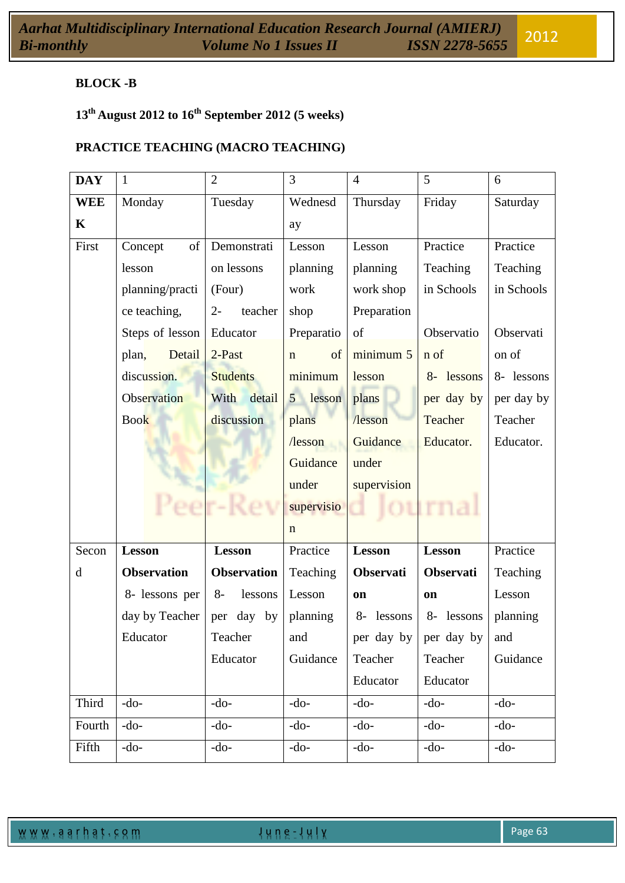**BLOCK -B**

**13th August 2012 to 16th September 2012 (5 weeks)**

**PRACTICE TEACHING (MACRO TEACHING)**

| **DAY** | 1 | 2 | 3 | 4 | 5 | 6 |
|---|---|---|---|---|---|---|
| **WEEK** | Monday | Tuesday | Wednesday | Thursday | Friday | Saturday |
| First | Concept of lesson planning/practice teaching, Steps of lesson plan, Detail discussion. Observation Book | Demonstration lessons (Four) 2- teacher Educator 2-Past Students With detail discussion | Lesson planning work shop Preparation of minimum 5 lesson plans /lesson Guidance under supervision | Lesson planning work shop Preparation of minimum 5 lesson plans /lesson Guidance under supervision | Practice Teaching in Schools Observation of 8- lessons per day by Teacher Educator. | Practice Teaching in Schools Observation of 8- lessons per day by Teacher Educator. |
| Second | **Lesson Observation** 8- lessons per day by Teacher Educator | **Lesson Observation** 8- lessons per day by Teacher Educator | Practice Teaching Lesson planning and Guidance | **Lesson Observation** 8- lessons per day by Teacher Educator | **Lesson Observation** 8- lessons per day by Teacher Educator | Practice Teaching Lesson planning and Guidance |
| Third | -do- | -do- | -do- | -do- | -do- | -do- |
| Fourth | -do- | -do- | -do- | -do- | -do- | -do- |
| Fifth | -do- | -do- | -do- | -do- | -do- | -do- |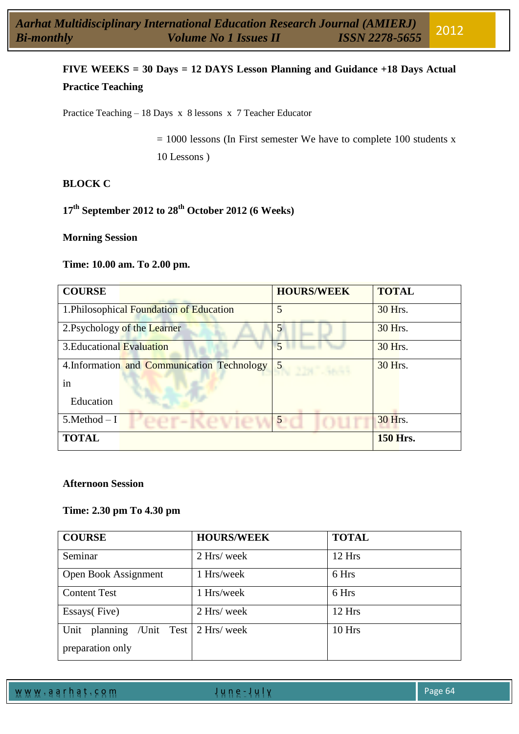**FIVE WEEKS = 30 Days = 12 DAYS Lesson Planning and Guidance +18 Days Actual Practice Teaching**

Practice Teaching – 18 Days x 8 lessons x 7 Teacher Educator

= 1000 lessons (In First semester We have to complete 100 students x 10 Lessons )

**BLOCK C**

**17th September 2012 to 28th October 2012 (6 Weeks)**

**Morning Session**

**Time: 10.00 am. To 2.00 pm.**

| COURSE | HOURS/WEEK | TOTAL |
|---|---|---|
| 1.Philosophical Foundation of Education | 5 | 30 Hrs. |
| 2.Psychology of the Learner | 5 | 30 Hrs. |
| 3.Educational Evaluation | 5 | 30 Hrs. |
| 4.Information and Communication Technology in Education | 5 | 30 Hrs. |
| 5.Method – I | 5 | 30 Hrs. |
| **TOTAL** | | **150 Hrs.** |

**Afternoon Session**

**Time: 2.30 pm To 4.30 pm**

| COURSE | HOURS/WEEK | TOTAL |
|---|---|---|
| Seminar | 2 Hrs/ week | 12 Hrs |
| Open Book Assignment | 1 Hrs/week | 6 Hrs |
| Content Test | 1 Hrs/week | 6 Hrs |
| Essays( Five) | 2 Hrs/ week | 12 Hrs |
| Unit planning /Unit Test preparation only | 2 Hrs/ week | 10 Hrs |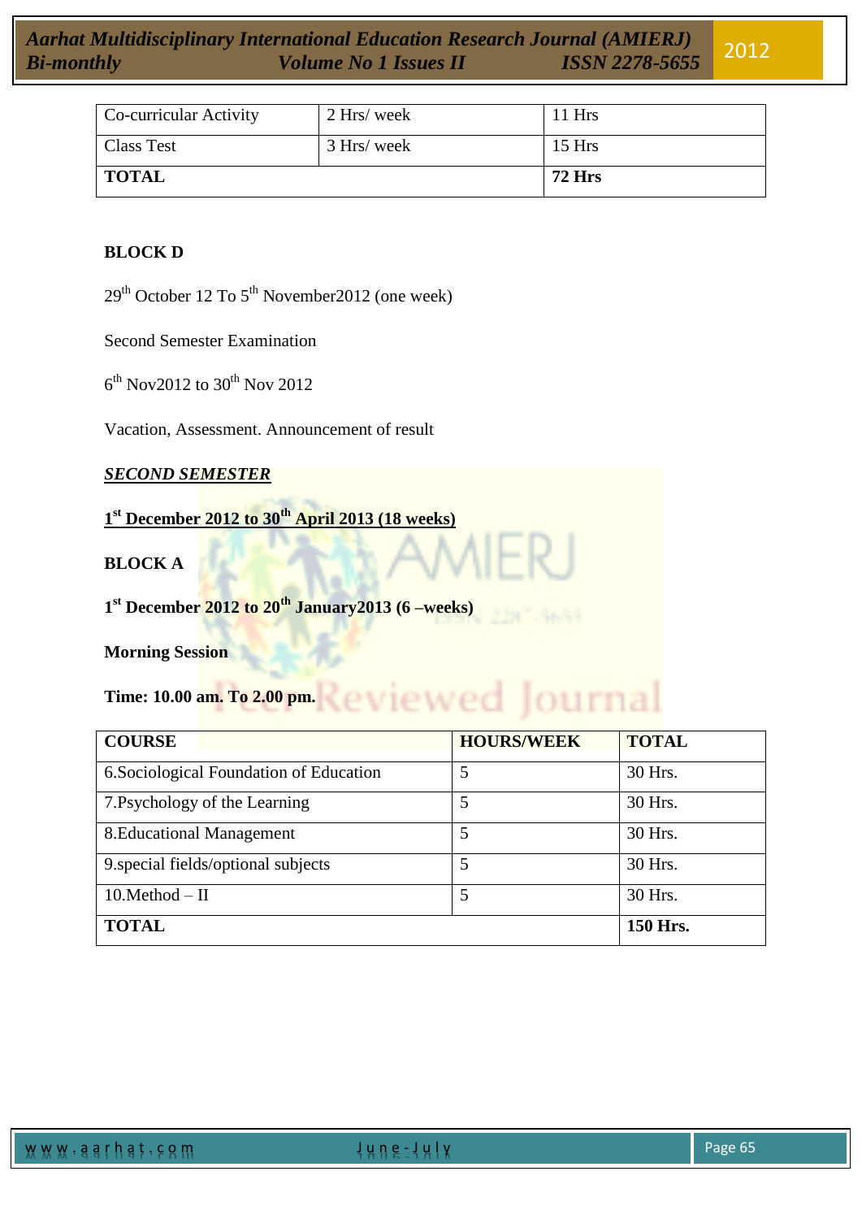| Co-curricular Activity | 2 Hrs/ week | 11 Hrs |
|---|---|---|
| Class Test | 3 Hrs/ week | 15 Hrs |
| **TOTAL** | | **72 Hrs** |

**BLOCK D**

29th October 12 To 5th November2012 (one week)

Second Semester Examination

6th Nov2012 to 30th Nov 2012

Vacation, Assessment. Announcement of result

***SECOND SEMESTER***

**1st December 2012 to 30th April 2013 (18 weeks)**

**BLOCK A**

**1st December 2012 to 20th January2013 (6 –weeks)**

**Morning Session**

**Time: 10.00 am. To 2.00 pm.**

| COURSE | HOURS/WEEK | TOTAL |
|---|---|---|
| 6.Sociological Foundation of Education | 5 | 30 Hrs. |
| 7.Psychology of the Learning | 5 | 30 Hrs. |
| 8.Educational Management | 5 | 30 Hrs. |
| 9.special fields/optional subjects | 5 | 30 Hrs. |
| 10.Method – II | 5 | 30 Hrs. |
| **TOTAL** | | **150 Hrs.** |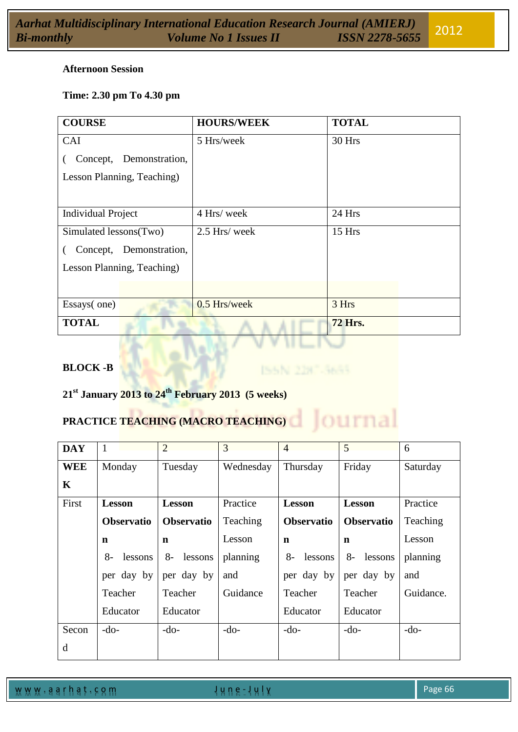**Afternoon Session**

**Time: 2.30 pm To 4.30 pm**

| COURSE | HOURS/WEEK | TOTAL |
|---|---|---|
| CAI ( Concept, Demonstration, Lesson Planning, Teaching) | 5 Hrs/week | 30 Hrs |
| Individual Project | 4 Hrs/ week | 24 Hrs |
| Simulated lessons(Two) ( Concept, Demonstration, Lesson Planning, Teaching) | 2.5 Hrs/ week | 15 Hrs |
| Essays( one) | 0.5 Hrs/week | 3 Hrs |
| **TOTAL** | | **72 Hrs.** |

**BLOCK -B**

**21st January 2013 to 24th February 2013 (5 weeks)**

**PRACTICE TEACHING (MACRO TEACHING)**

| DAY | 1 | 2 | 3 | 4 | 5 | 6 |
|---|---|---|---|---|---|---|
| **WEEK** | Monday | Tuesday | Wednesday | Thursday | Friday | Saturday |
| First | **Lesson Observation** 8- lessons per day by Teacher Educator | **Lesson Observation** 8- lessons per day by Teacher Educator | Practice Teaching Lesson planning and Guidance | **Lesson Observation** 8- lessons per day by Teacher Educator | **Lesson Observation** 8- lessons per day by Teacher Educator | Practice Teaching Lesson planning and Guidance. |
| Second | -do- | -do- | -do- | -do- | -do- | -do- |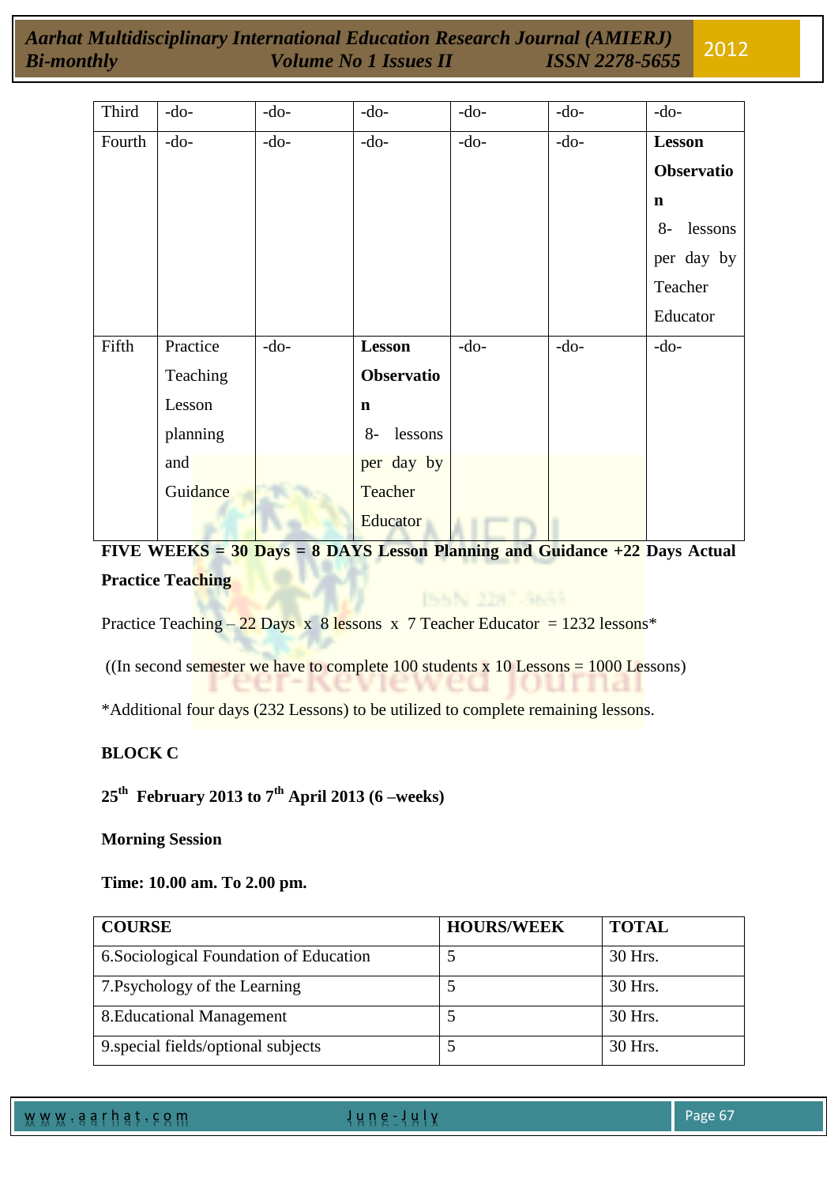| Third | -do- | -do- | -do- | -do- | -do- | -do- |
|---|---|---|---|---|---|---|
| Fourth | -do- | -do- | -do- | -do- | -do- | **Lesson Observation** 8- lessons per day by Teacher Educator |
| Fifth | Practice Teaching Lesson planning and Guidance | -do- | **Lesson Observation** 8- lessons per day by Teacher Educator | -do- | -do- | -do- |

**FIVE WEEKS = 30 Days = 8 DAYS Lesson Planning and Guidance +22 Days Actual Practice Teaching**

Practice Teaching – 22 Days x 8 lessons x 7 Teacher Educator = 1232 lessons*

((In second semester we have to complete 100 students x 10 Lessons = 1000 Lessons)

*Additional four days (232 Lessons) to be utilized to complete remaining lessons.

**BLOCK C**

**25th February 2013 to 7th April 2013 (6 –weeks)**

**Morning Session**

**Time: 10.00 am. To 2.00 pm.**

| COURSE | HOURS/WEEK | TOTAL |
|---|---|---|
| 6.Sociological Foundation of Education | 5 | 30 Hrs. |
| 7.Psychology of the Learning | 5 | 30 Hrs. |
| 8.Educational Management | 5 | 30 Hrs. |
| 9.special fields/optional subjects | 5 | 30 Hrs. |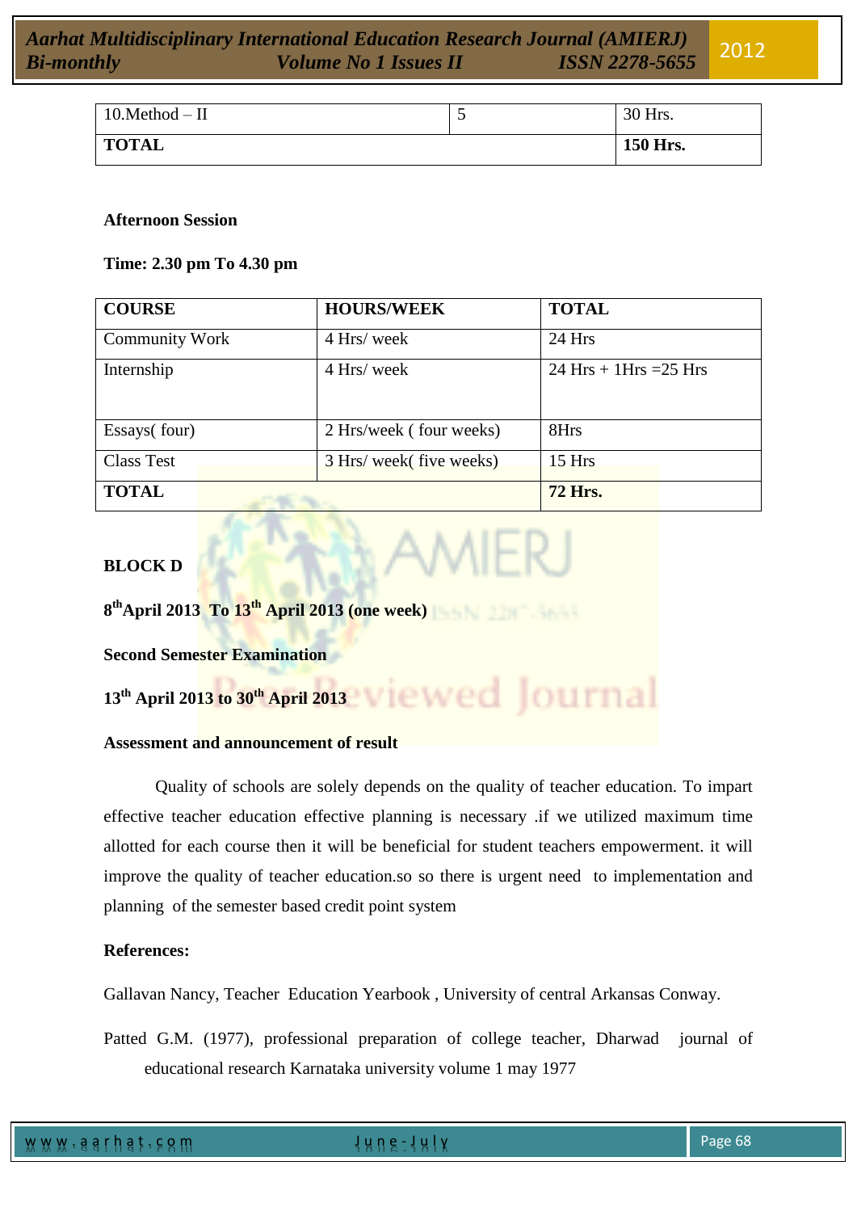| 10.Method – II | 5 | 30 Hrs. |
|---|---|---|
| **TOTAL** | | **150 Hrs.** |

**Afternoon Session**

**Time: 2.30 pm To 4.30 pm**

| COURSE | HOURS/WEEK | TOTAL |
|---|---|---|
| Community Work | 4 Hrs/ week | 24 Hrs |
| Internship | 4 Hrs/ week | 24 Hrs + 1Hrs =25 Hrs |
| Essays( four) | 2 Hrs/week ( four weeks) | 8Hrs |
| Class Test | 3 Hrs/ week( five weeks) | 15 Hrs |
| **TOTAL** | | **72 Hrs.** |

**BLOCK D**

**8th April 2013 To 13th April 2013 (one week)**

**Second Semester Examination**

**13th April 2013 to 30th April 2013**

**Assessment and announcement of result**

Quality of schools are solely depends on the quality of teacher education. To impart effective teacher education effective planning is necessary .if we utilized maximum time allotted for each course then it will be beneficial for student teachers empowerment. it will improve the quality of teacher education.so so there is urgent need to implementation and planning of the semester based credit point system

**References:**

Gallavan Nancy, Teacher Education Yearbook , University of central Arkansas Conway.

Patted G.M. (1977), professional preparation of college teacher, Dharwad journal of educational research Karnataka university volume 1 may 1977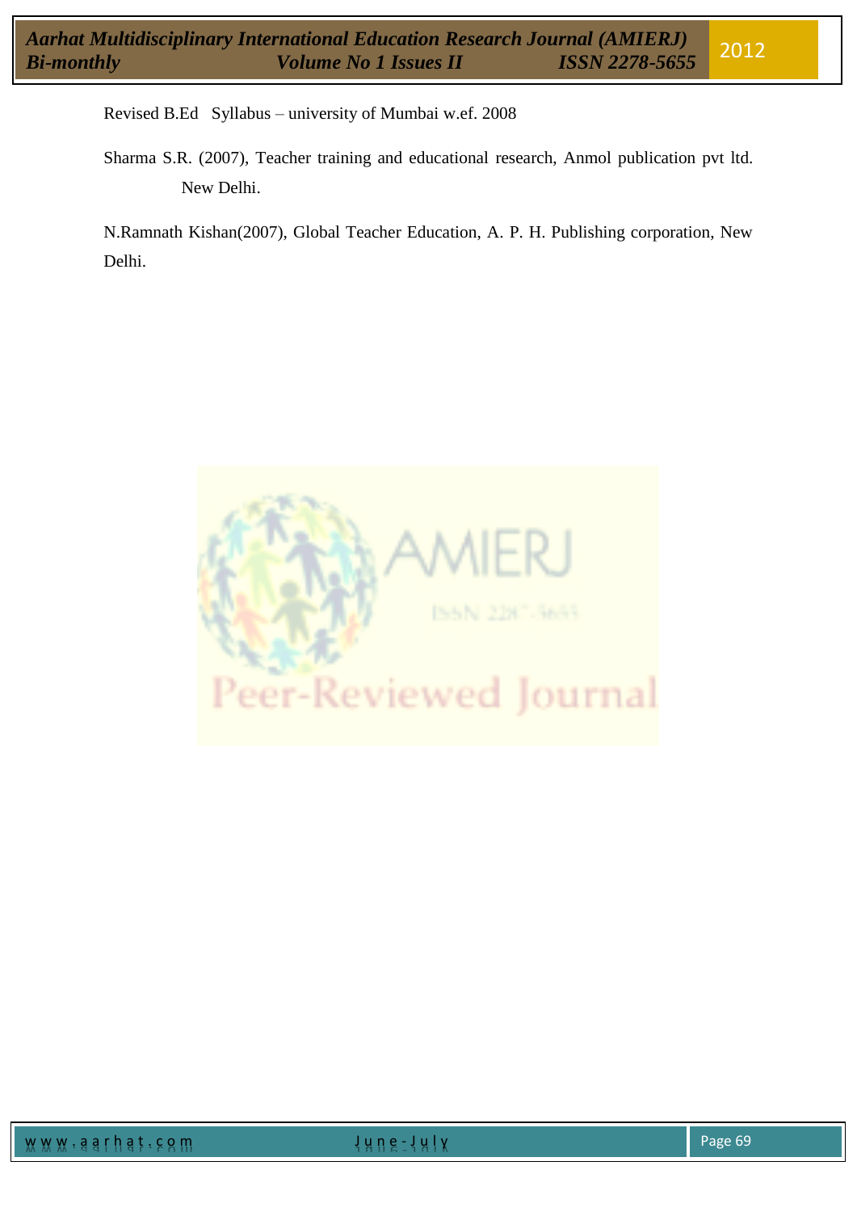Revised B.Ed Syllabus – university of Mumbai w.ef. 2008

Sharma S.R. (2007), Teacher training and educational research, Anmol publication pvt ltd. New Delhi.

N.Ramnath Kishan(2007), Global Teacher Education, A. P. H. Publishing corporation, New Delhi.